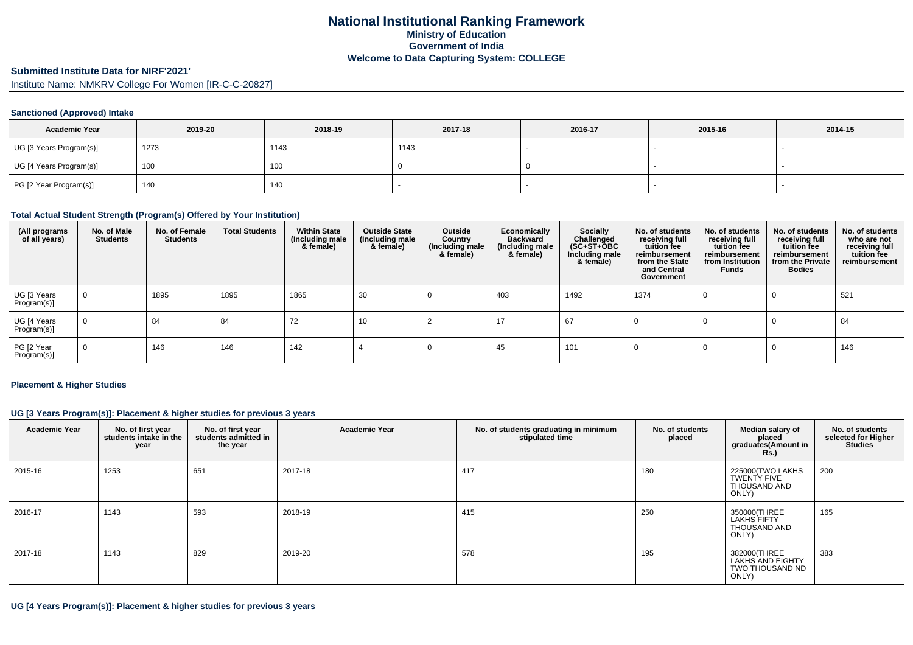# National Institutional Ranking Framework
## Ministry of Education
## Government of India
## Welcome to Data Capturing System: COLLEGE

### Submitted Institute Data for NIRF'2021'

Institute Name: NMKRV College For Women [IR-C-C-20827]

#### Sanctioned (Approved) Intake

| Academic Year | 2019-20 | 2018-19 | 2017-18 | 2016-17 | 2015-16 | 2014-15 |
|---|---|---|---|---|---|---|
| UG [3 Years Program(s)] | 1273 | 1143 | 1143 | - | - | - |
| UG [4 Years Program(s)] | 100 | 100 | 0 | 0 | - | - |
| PG [2 Year Program(s)] | 140 | 140 | - | - | - | - |

#### Total Actual Student Strength (Program(s) Offered by Your Institution)

| (All programs of all years) | No. of Male Students | No. of Female Students | Total Students | Within State (Including male & female) | Outside State (Including male & female) | Outside Country (Including male & female) | Economically Backward (Including male & female) | Socially Challenged (SC+ST+OBC Including male & female) | No. of students receiving full tuition fee reimbursement from the State and Central Government | No. of students receiving full tuition fee reimbursement from Institution Funds | No. of students receiving full tuition fee reimbursement from the Private Bodies | No. of students who are not receiving full tuition fee reimbursement |
|---|---|---|---|---|---|---|---|---|---|---|---|---|
| UG [3 Years Program(s)] | 0 | 1895 | 1895 | 1865 | 30 | 0 | 403 | 1492 | 1374 | 0 | 0 | 521 |
| UG [4 Years Program(s)] | 0 | 84 | 84 | 72 | 10 | 2 | 17 | 67 | 0 | 0 | 0 | 84 |
| PG [2 Year Program(s)] | 0 | 146 | 146 | 142 | 4 | 0 | 45 | 101 | 0 | 0 | 0 | 146 |

#### Placement & Higher Studies

#### UG [3 Years Program(s)]: Placement & higher studies for previous 3 years

| Academic Year | No. of first year students intake in the year | No. of first year students admitted in the year | Academic Year | No. of students graduating in minimum stipulated time | No. of students placed | Median salary of placed graduates(Amount in Rs.) | No. of students selected for Higher Studies |
|---|---|---|---|---|---|---|---|
| 2015-16 | 1253 | 651 | 2017-18 | 417 | 180 | 225000(TWO LAKHS TWENTY FIVE THOUSAND AND ONLY) | 200 |
| 2016-17 | 1143 | 593 | 2018-19 | 415 | 250 | 350000(THREE LAKHS FIFTY THOUSAND AND ONLY) | 165 |
| 2017-18 | 1143 | 829 | 2019-20 | 578 | 195 | 382000(THREE LAKHS AND EIGHTY TWO THOUSAND ND ONLY) | 383 |

#### UG [4 Years Program(s)]: Placement & higher studies for previous 3 years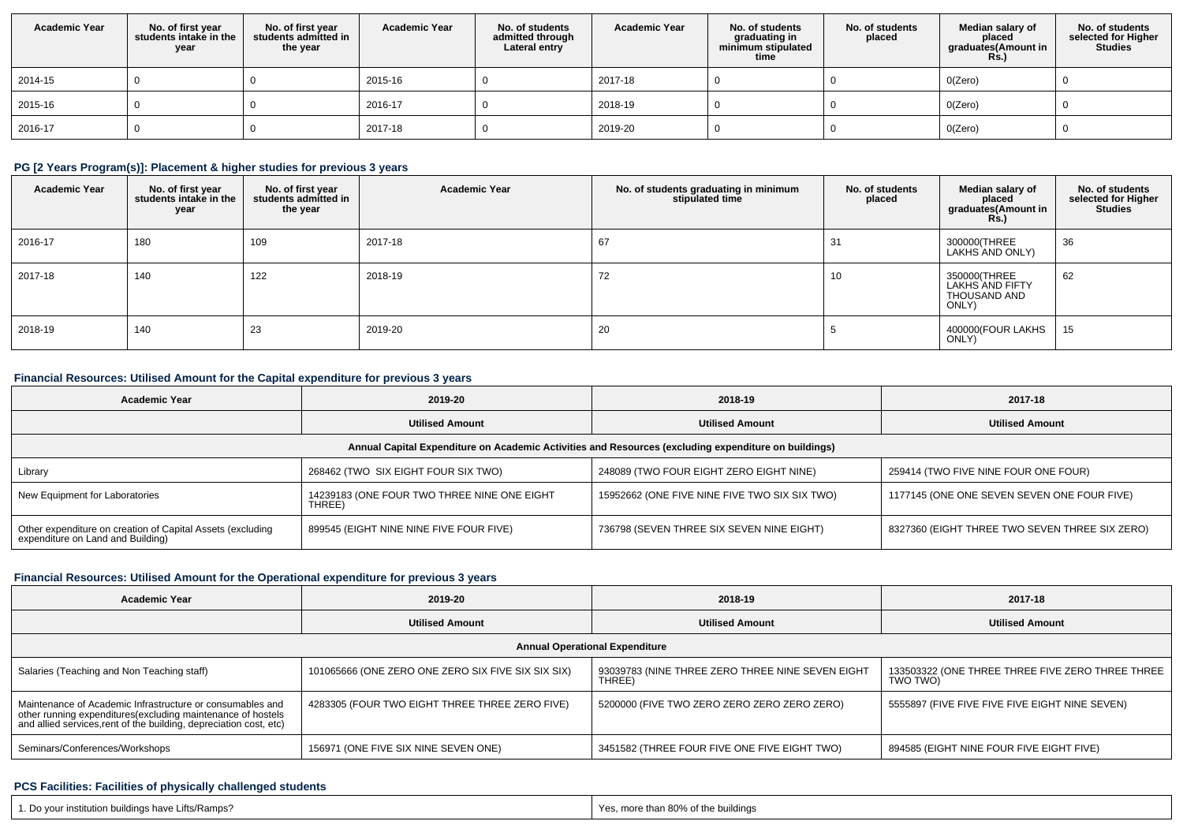| Academic Year | No. of first year students intake in the year | No. of first year students admitted in the year | Academic Year | No. of students admitted through Lateral entry | Academic Year | No. of students graduating in minimum stipulated time | No. of students placed | Median salary of placed graduates(Amount in Rs.) | No. of students selected for Higher Studies |
|---|---|---|---|---|---|---|---|---|---|
| 2014-15 | 0 | 0 | 2015-16 | 0 | 2017-18 | 0 | 0 | 0(Zero) | 0 |
| 2015-16 | 0 | 0 | 2016-17 | 0 | 2018-19 | 0 | 0 | 0(Zero) | 0 |
| 2016-17 | 0 | 0 | 2017-18 | 0 | 2019-20 | 0 | 0 | 0(Zero) | 0 |

### PG [2 Years Program(s)]: Placement & higher studies for previous 3 years

| Academic Year | No. of first year students intake in the year | No. of first year students admitted in the year | Academic Year | No. of students graduating in minimum stipulated time | No. of students placed | Median salary of placed graduates(Amount in Rs.) | No. of students selected for Higher Studies |
|---|---|---|---|---|---|---|---|
| 2016-17 | 180 | 109 | 2017-18 | 67 | 31 | 300000(THREE LAKHS AND ONLY) | 36 |
| 2017-18 | 140 | 122 | 2018-19 | 72 | 10 | 350000(THREE LAKHS AND FIFTY THOUSAND AND ONLY) | 62 |
| 2018-19 | 140 | 23 | 2019-20 | 20 | 5 | 400000(FOUR LAKHS ONLY) | 15 |

### Financial Resources: Utilised Amount for the Capital expenditure for previous 3 years

| Academic Year | 2019-20 | 2018-19 | 2017-18 |
|---|---|---|---|
| | Utilised Amount | Utilised Amount | Utilised Amount |
| Annual Capital Expenditure on Academic Activities and Resources (excluding expenditure on buildings) | | | |
| Library | 268462 (TWO SIX EIGHT FOUR SIX TWO) | 248089 (TWO FOUR EIGHT ZERO EIGHT NINE) | 259414 (TWO FIVE NINE FOUR ONE FOUR) |
| New Equipment for Laboratories | 14239183 (ONE FOUR TWO THREE NINE ONE EIGHT THREE) | 15952662 (ONE FIVE NINE FIVE TWO SIX SIX TWO) | 1177145 (ONE ONE SEVEN SEVEN ONE FOUR FIVE) |
| Other expenditure on creation of Capital Assets (excluding expenditure on Land and Building) | 899545 (EIGHT NINE NINE FIVE FOUR FIVE) | 736798 (SEVEN THREE SIX SEVEN NINE EIGHT) | 8327360 (EIGHT THREE TWO SEVEN THREE SIX ZERO) |

### Financial Resources: Utilised Amount for the Operational expenditure for previous 3 years

| Academic Year | 2019-20 | 2018-19 | 2017-18 |
|---|---|---|---|
| | Utilised Amount | Utilised Amount | Utilised Amount |
| Annual Operational Expenditure | | | |
| Salaries (Teaching and Non Teaching staff) | 101065666 (ONE ZERO ONE ZERO SIX FIVE SIX SIX SIX) | 93039783 (NINE THREE ZERO THREE NINE SEVEN EIGHT THREE) | 133503322 (ONE THREE THREE FIVE ZERO THREE THREE TWO TWO) |
| Maintenance of Academic Infrastructure or consumables and other running expenditures(excluding maintenance of hostels and allied services,rent of the building, depreciation cost, etc) | 4283305 (FOUR TWO EIGHT THREE THREE ZERO FIVE) | 5200000 (FIVE TWO ZERO ZERO ZERO ZERO ZERO) | 5555897 (FIVE FIVE FIVE FIVE EIGHT NINE SEVEN) |
| Seminars/Conferences/Workshops | 156971 (ONE FIVE SIX NINE SEVEN ONE) | 3451582 (THREE FOUR FIVE ONE FIVE EIGHT TWO) | 894585 (EIGHT NINE FOUR FIVE EIGHT FIVE) |

### PCS Facilities: Facilities of physically challenged students

| | |
|---|---|
| 1. Do your institution buildings have Lifts/Ramps? | Yes, more than 80% of the buildings |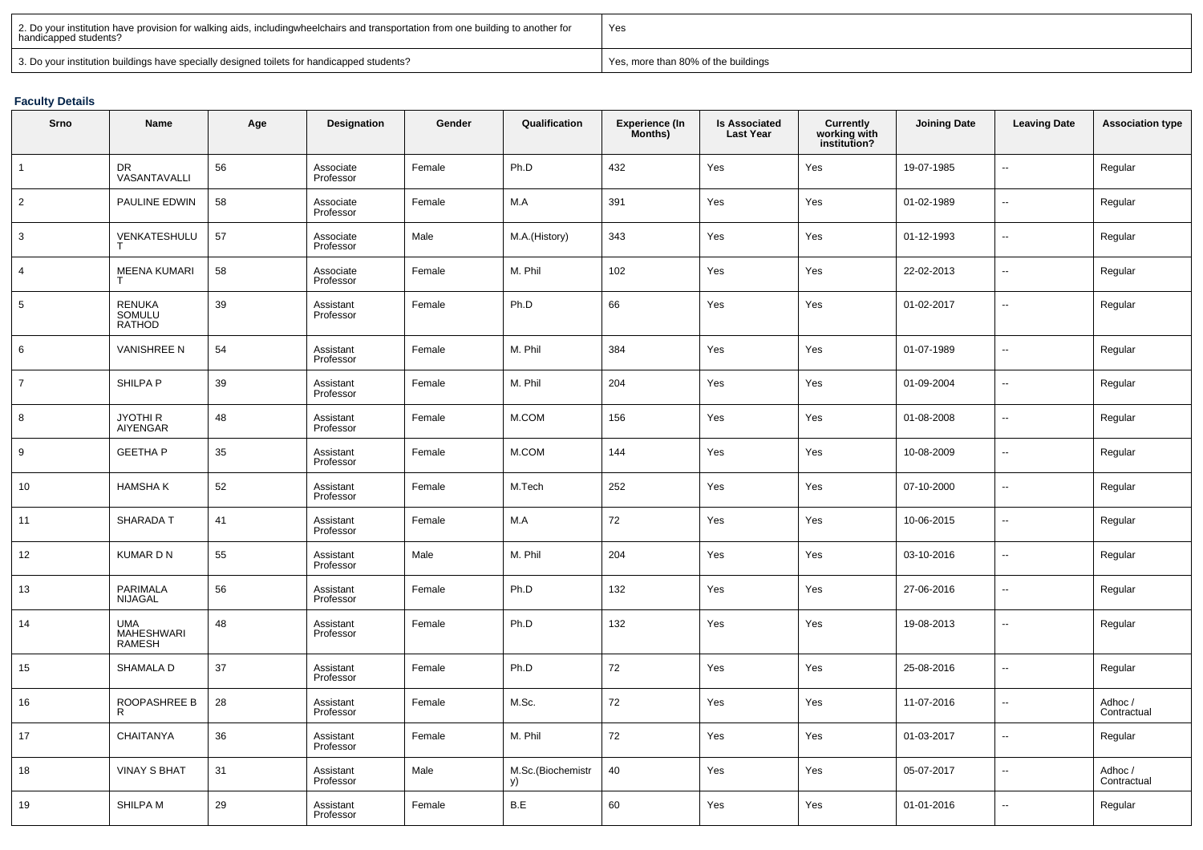| 2. Do your institution have provision for walking aids, includingwheelchairs and transportation from one building to another for handicapped students? | Yes |
|---|---|
| 3. Do your institution buildings have specially designed toilets for handicapped students? | Yes, more than 80% of the buildings |

**Faculty Details**

| Srno | Name | Age | Designation | Gender | Qualification | Experience (In Months) | Is Associated Last Year | Currently working with institution? | Joining Date | Leaving Date | Association type |
|---|---|---|---|---|---|---|---|---|---|---|---|
| 1 | DR VASANTAVALLI | 56 | Associate Professor | Female | Ph.D | 432 | Yes | Yes | 19-07-1985 | -- | Regular |
| 2 | PAULINE EDWIN | 58 | Associate Professor | Female | M.A | 391 | Yes | Yes | 01-02-1989 | -- | Regular |
| 3 | VENKATESHULU T | 57 | Associate Professor | Male | M.A.(History) | 343 | Yes | Yes | 01-12-1993 | -- | Regular |
| 4 | MEENA KUMARI T | 58 | Associate Professor | Female | M. Phil | 102 | Yes | Yes | 22-02-2013 | -- | Regular |
| 5 | RENUKA SOMULU RATHOD | 39 | Assistant Professor | Female | Ph.D | 66 | Yes | Yes | 01-02-2017 | -- | Regular |
| 6 | VANISHREE N | 54 | Assistant Professor | Female | M. Phil | 384 | Yes | Yes | 01-07-1989 | -- | Regular |
| 7 | SHILPA P | 39 | Assistant Professor | Female | M. Phil | 204 | Yes | Yes | 01-09-2004 | -- | Regular |
| 8 | JYOTHI R AIYENGAR | 48 | Assistant Professor | Female | M.COM | 156 | Yes | Yes | 01-08-2008 | -- | Regular |
| 9 | GEETHA P | 35 | Assistant Professor | Female | M.COM | 144 | Yes | Yes | 10-08-2009 | -- | Regular |
| 10 | HAMSHA K | 52 | Assistant Professor | Female | M.Tech | 252 | Yes | Yes | 07-10-2000 | -- | Regular |
| 11 | SHARADA T | 41 | Assistant Professor | Female | M.A | 72 | Yes | Yes | 10-06-2015 | -- | Regular |
| 12 | KUMAR D N | 55 | Assistant Professor | Male | M. Phil | 204 | Yes | Yes | 03-10-2016 | -- | Regular |
| 13 | PARIMALA NIJAGAL | 56 | Assistant Professor | Female | Ph.D | 132 | Yes | Yes | 27-06-2016 | -- | Regular |
| 14 | UMA MAHESHWARI RAMESH | 48 | Assistant Professor | Female | Ph.D | 132 | Yes | Yes | 19-08-2013 | -- | Regular |
| 15 | SHAMALA D | 37 | Assistant Professor | Female | Ph.D | 72 | Yes | Yes | 25-08-2016 | -- | Regular |
| 16 | ROOPASHREE B R | 28 | Assistant Professor | Female | M.Sc. | 72 | Yes | Yes | 11-07-2016 | -- | Adhoc / Contractual |
| 17 | CHAITANYA | 36 | Assistant Professor | Female | M. Phil | 72 | Yes | Yes | 01-03-2017 | -- | Regular |
| 18 | VINAY S BHAT | 31 | Assistant Professor | Male | M.Sc.(Biochemistry) | 40 | Yes | Yes | 05-07-2017 | -- | Adhoc / Contractual |
| 19 | SHILPA M | 29 | Assistant Professor | Female | B.E | 60 | Yes | Yes | 01-01-2016 | -- | Regular |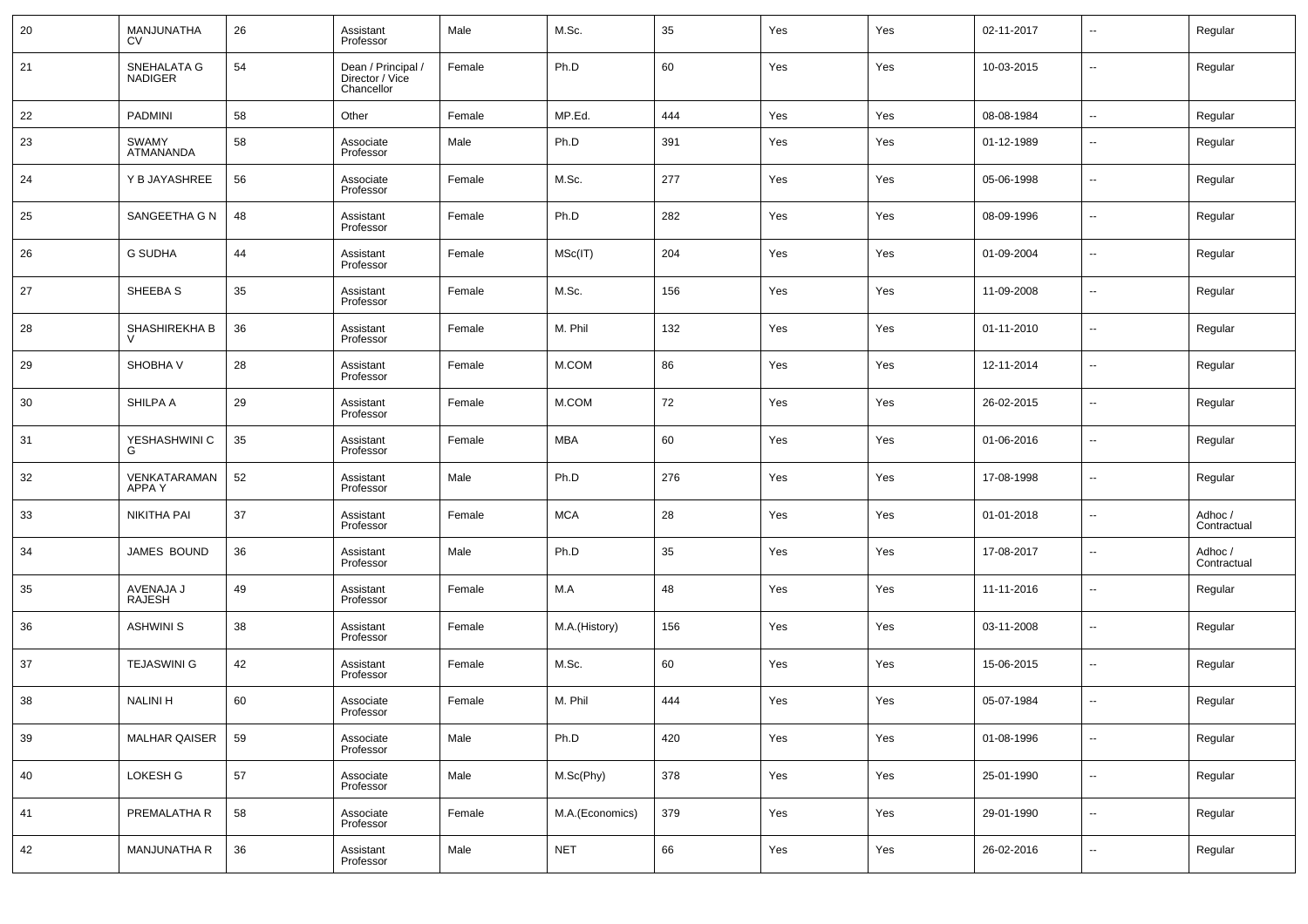| 20 | MANJUNATHA CV | 26 | Assistant Professor | Male | M.Sc. | 35 | Yes | Yes | 02-11-2017 | -- | Regular |
|---|---|---|---|---|---|---|---|---|---|---|---|
| 21 | SNEHALATA G NADIGER | 54 | Dean / Principal / Director / Vice Chancellor | Female | Ph.D | 60 | Yes | Yes | 10-03-2015 | -- | Regular |
| 22 | PADMINI | 58 | Other | Female | MP.Ed. | 444 | Yes | Yes | 08-08-1984 | -- | Regular |
| 23 | SWAMY ATMANANDA | 58 | Associate Professor | Male | Ph.D | 391 | Yes | Yes | 01-12-1989 | -- | Regular |
| 24 | Y B JAYASHREE | 56 | Associate Professor | Female | M.Sc. | 277 | Yes | Yes | 05-06-1998 | -- | Regular |
| 25 | SANGEETHA G N | 48 | Assistant Professor | Female | Ph.D | 282 | Yes | Yes | 08-09-1996 | -- | Regular |
| 26 | G SUDHA | 44 | Assistant Professor | Female | MSc(IT) | 204 | Yes | Yes | 01-09-2004 | -- | Regular |
| 27 | SHEEBA S | 35 | Assistant Professor | Female | M.Sc. | 156 | Yes | Yes | 11-09-2008 | -- | Regular |
| 28 | SHASHIREKHA B V | 36 | Assistant Professor | Female | M. Phil | 132 | Yes | Yes | 01-11-2010 | -- | Regular |
| 29 | SHOBHA V | 28 | Assistant Professor | Female | M.COM | 86 | Yes | Yes | 12-11-2014 | -- | Regular |
| 30 | SHILPA A | 29 | Assistant Professor | Female | M.COM | 72 | Yes | Yes | 26-02-2015 | -- | Regular |
| 31 | YESHASHWINI C G | 35 | Assistant Professor | Female | MBA | 60 | Yes | Yes | 01-06-2016 | -- | Regular |
| 32 | VENKATARAMAN APPA Y | 52 | Assistant Professor | Male | Ph.D | 276 | Yes | Yes | 17-08-1998 | -- | Regular |
| 33 | NIKITHA PAI | 37 | Assistant Professor | Female | MCA | 28 | Yes | Yes | 01-01-2018 | -- | Adhoc / Contractual |
| 34 | JAMES BOUND | 36 | Assistant Professor | Male | Ph.D | 35 | Yes | Yes | 17-08-2017 | -- | Adhoc / Contractual |
| 35 | AVENAJA J RAJESH | 49 | Assistant Professor | Female | M.A | 48 | Yes | Yes | 11-11-2016 | -- | Regular |
| 36 | ASHWINI S | 38 | Assistant Professor | Female | M.A.(History) | 156 | Yes | Yes | 03-11-2008 | -- | Regular |
| 37 | TEJASWINI G | 42 | Assistant Professor | Female | M.Sc. | 60 | Yes | Yes | 15-06-2015 | -- | Regular |
| 38 | NALINI H | 60 | Associate Professor | Female | M. Phil | 444 | Yes | Yes | 05-07-1984 | -- | Regular |
| 39 | MALHAR QAISER | 59 | Associate Professor | Male | Ph.D | 420 | Yes | Yes | 01-08-1996 | -- | Regular |
| 40 | LOKESH G | 57 | Associate Professor | Male | M.Sc(Phy) | 378 | Yes | Yes | 25-01-1990 | -- | Regular |
| 41 | PREMALATHA R | 58 | Associate Professor | Female | M.A.(Economics) | 379 | Yes | Yes | 29-01-1990 | -- | Regular |
| 42 | MANJUNATHA R | 36 | Assistant Professor | Male | NET | 66 | Yes | Yes | 26-02-2016 | -- | Regular |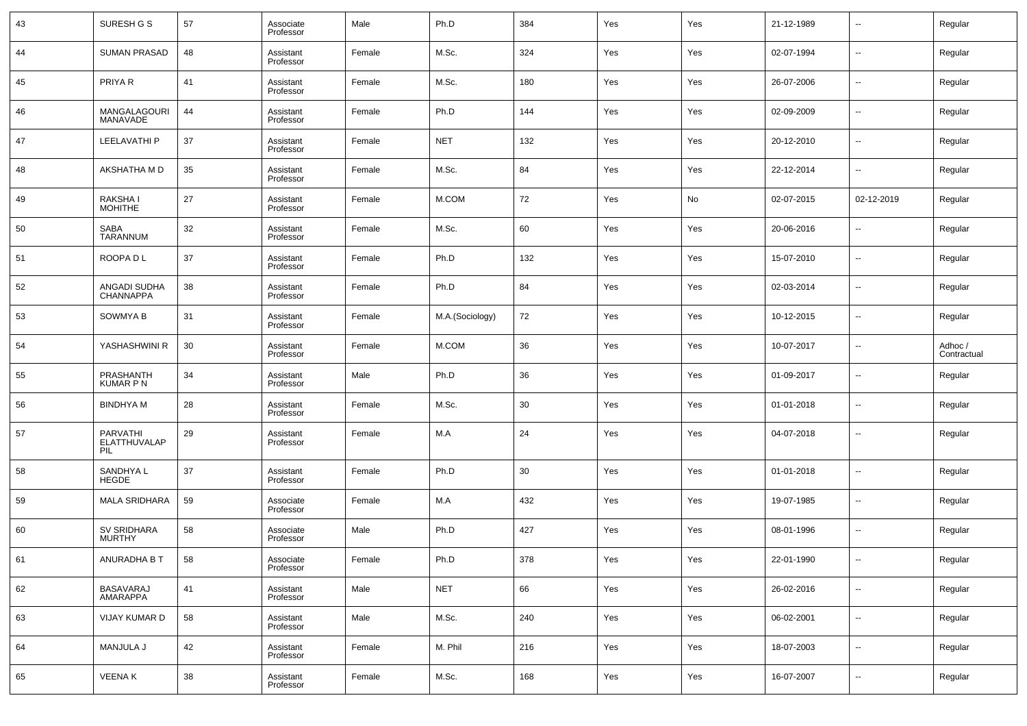| 43 | SURESH G S | 57 | Associate Professor | Male | Ph.D | 384 | Yes | Yes | 21-12-1989 | -- | Regular |
|---|---|---|---|---|---|---|---|---|---|---|---|
| 44 | SUMAN PRASAD | 48 | Assistant Professor | Female | M.Sc. | 324 | Yes | Yes | 02-07-1994 | -- | Regular |
| 45 | PRIYA R | 41 | Assistant Professor | Female | M.Sc. | 180 | Yes | Yes | 26-07-2006 | -- | Regular |
| 46 | MANGALAGOURI MANAVADE | 44 | Assistant Professor | Female | Ph.D | 144 | Yes | Yes | 02-09-2009 | -- | Regular |
| 47 | LEELAVATHI P | 37 | Assistant Professor | Female | NET | 132 | Yes | Yes | 20-12-2010 | -- | Regular |
| 48 | AKSHATHA M D | 35 | Assistant Professor | Female | M.Sc. | 84 | Yes | Yes | 22-12-2014 | -- | Regular |
| 49 | RAKSHA I MOHITHE | 27 | Assistant Professor | Female | M.COM | 72 | Yes | No | 02-07-2015 | 02-12-2019 | Regular |
| 50 | SABA TARANNUM | 32 | Assistant Professor | Female | M.Sc. | 60 | Yes | Yes | 20-06-2016 | -- | Regular |
| 51 | ROOPA D L | 37 | Assistant Professor | Female | Ph.D | 132 | Yes | Yes | 15-07-2010 | -- | Regular |
| 52 | ANGADI SUDHA CHANNAPPA | 38 | Assistant Professor | Female | Ph.D | 84 | Yes | Yes | 02-03-2014 | -- | Regular |
| 53 | SOWMYA B | 31 | Assistant Professor | Female | M.A.(Sociology) | 72 | Yes | Yes | 10-12-2015 | -- | Regular |
| 54 | YASHASHWINI R | 30 | Assistant Professor | Female | M.COM | 36 | Yes | Yes | 10-07-2017 | -- | Adhoc / Contractual |
| 55 | PRASHANTH KUMAR P N | 34 | Assistant Professor | Male | Ph.D | 36 | Yes | Yes | 01-09-2017 | -- | Regular |
| 56 | BINDHYA M | 28 | Assistant Professor | Female | M.Sc. | 30 | Yes | Yes | 01-01-2018 | -- | Regular |
| 57 | PARVATHI ELATTHUVALAP PIL | 29 | Assistant Professor | Female | M.A | 24 | Yes | Yes | 04-07-2018 | -- | Regular |
| 58 | SANDHYA L HEGDE | 37 | Assistant Professor | Female | Ph.D | 30 | Yes | Yes | 01-01-2018 | -- | Regular |
| 59 | MALA SRIDHARA | 59 | Associate Professor | Female | M.A | 432 | Yes | Yes | 19-07-1985 | -- | Regular |
| 60 | SV SRIDHARA MURTHY | 58 | Associate Professor | Male | Ph.D | 427 | Yes | Yes | 08-01-1996 | -- | Regular |
| 61 | ANURADHA B T | 58 | Associate Professor | Female | Ph.D | 378 | Yes | Yes | 22-01-1990 | -- | Regular |
| 62 | BASAVARAJ AMARAPPA | 41 | Assistant Professor | Male | NET | 66 | Yes | Yes | 26-02-2016 | -- | Regular |
| 63 | VIJAY KUMAR D | 58 | Assistant Professor | Male | M.Sc. | 240 | Yes | Yes | 06-02-2001 | -- | Regular |
| 64 | MANJULA J | 42 | Assistant Professor | Female | M. Phil | 216 | Yes | Yes | 18-07-2003 | -- | Regular |
| 65 | VEENA K | 38 | Assistant Professor | Female | M.Sc. | 168 | Yes | Yes | 16-07-2007 | -- | Regular |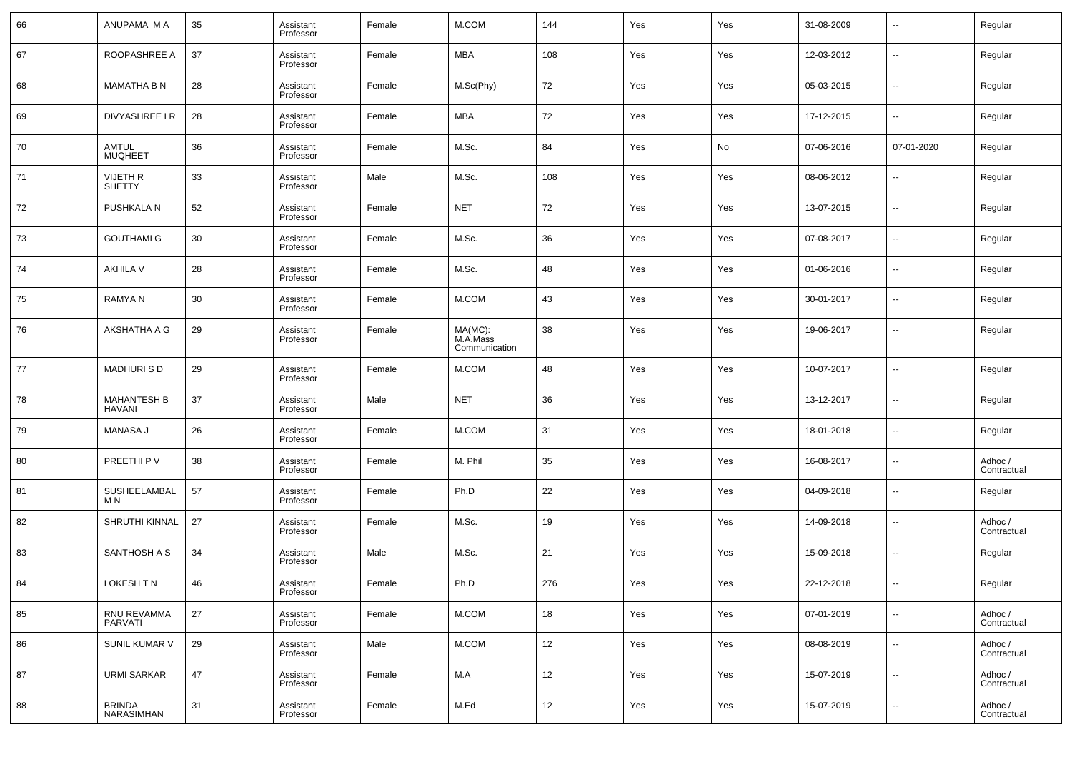| 66 | ANUPAMA M A | 35 | Assistant Professor | Female | M.COM | 144 | Yes | Yes | 31-08-2009 | -- | Regular |
|---|---|---|---|---|---|---|---|---|---|---|---|
| 67 | ROOPASHREE A | 37 | Assistant Professor | Female | MBA | 108 | Yes | Yes | 12-03-2012 | -- | Regular |
| 68 | MAMATHA B N | 28 | Assistant Professor | Female | M.Sc(Phy) | 72 | Yes | Yes | 05-03-2015 | -- | Regular |
| 69 | DIVYASHREE I R | 28 | Assistant Professor | Female | MBA | 72 | Yes | Yes | 17-12-2015 | -- | Regular |
| 70 | AMTUL MUQHEET | 36 | Assistant Professor | Female | M.Sc. | 84 | Yes | No | 07-06-2016 | 07-01-2020 | Regular |
| 71 | VIJETH R SHETTY | 33 | Assistant Professor | Male | M.Sc. | 108 | Yes | Yes | 08-06-2012 | -- | Regular |
| 72 | PUSHKALA N | 52 | Assistant Professor | Female | NET | 72 | Yes | Yes | 13-07-2015 | -- | Regular |
| 73 | GOUTHAMI G | 30 | Assistant Professor | Female | M.Sc. | 36 | Yes | Yes | 07-08-2017 | -- | Regular |
| 74 | AKHILA V | 28 | Assistant Professor | Female | M.Sc. | 48 | Yes | Yes | 01-06-2016 | -- | Regular |
| 75 | RAMYA N | 30 | Assistant Professor | Female | M.COM | 43 | Yes | Yes | 30-01-2017 | -- | Regular |
| 76 | AKSHATHA A G | 29 | Assistant Professor | Female | MA(MC): M.A.Mass Communication | 38 | Yes | Yes | 19-06-2017 | -- | Regular |
| 77 | MADHURI S D | 29 | Assistant Professor | Female | M.COM | 48 | Yes | Yes | 10-07-2017 | -- | Regular |
| 78 | MAHANTESH B HAVANI | 37 | Assistant Professor | Male | NET | 36 | Yes | Yes | 13-12-2017 | -- | Regular |
| 79 | MANASA J | 26 | Assistant Professor | Female | M.COM | 31 | Yes | Yes | 18-01-2018 | -- | Regular |
| 80 | PREETHI P V | 38 | Assistant Professor | Female | M. Phil | 35 | Yes | Yes | 16-08-2017 | -- | Adhoc / Contractual |
| 81 | SUSHEELAMBAL M N | 57 | Assistant Professor | Female | Ph.D | 22 | Yes | Yes | 04-09-2018 | -- | Regular |
| 82 | SHRUTHI KINNAL | 27 | Assistant Professor | Female | M.Sc. | 19 | Yes | Yes | 14-09-2018 | -- | Adhoc / Contractual |
| 83 | SANTHOSH A S | 34 | Assistant Professor | Male | M.Sc. | 21 | Yes | Yes | 15-09-2018 | -- | Regular |
| 84 | LOKESH T N | 46 | Assistant Professor | Female | Ph.D | 276 | Yes | Yes | 22-12-2018 | -- | Regular |
| 85 | RNU REVAMMA PARVATI | 27 | Assistant Professor | Female | M.COM | 18 | Yes | Yes | 07-01-2019 | -- | Adhoc / Contractual |
| 86 | SUNIL KUMAR V | 29 | Assistant Professor | Male | M.COM | 12 | Yes | Yes | 08-08-2019 | -- | Adhoc / Contractual |
| 87 | URMI SARKAR | 47 | Assistant Professor | Female | M.A | 12 | Yes | Yes | 15-07-2019 | -- | Adhoc / Contractual |
| 88 | BRINDA NARASIMHAN | 31 | Assistant Professor | Female | M.Ed | 12 | Yes | Yes | 15-07-2019 | -- | Adhoc / Contractual |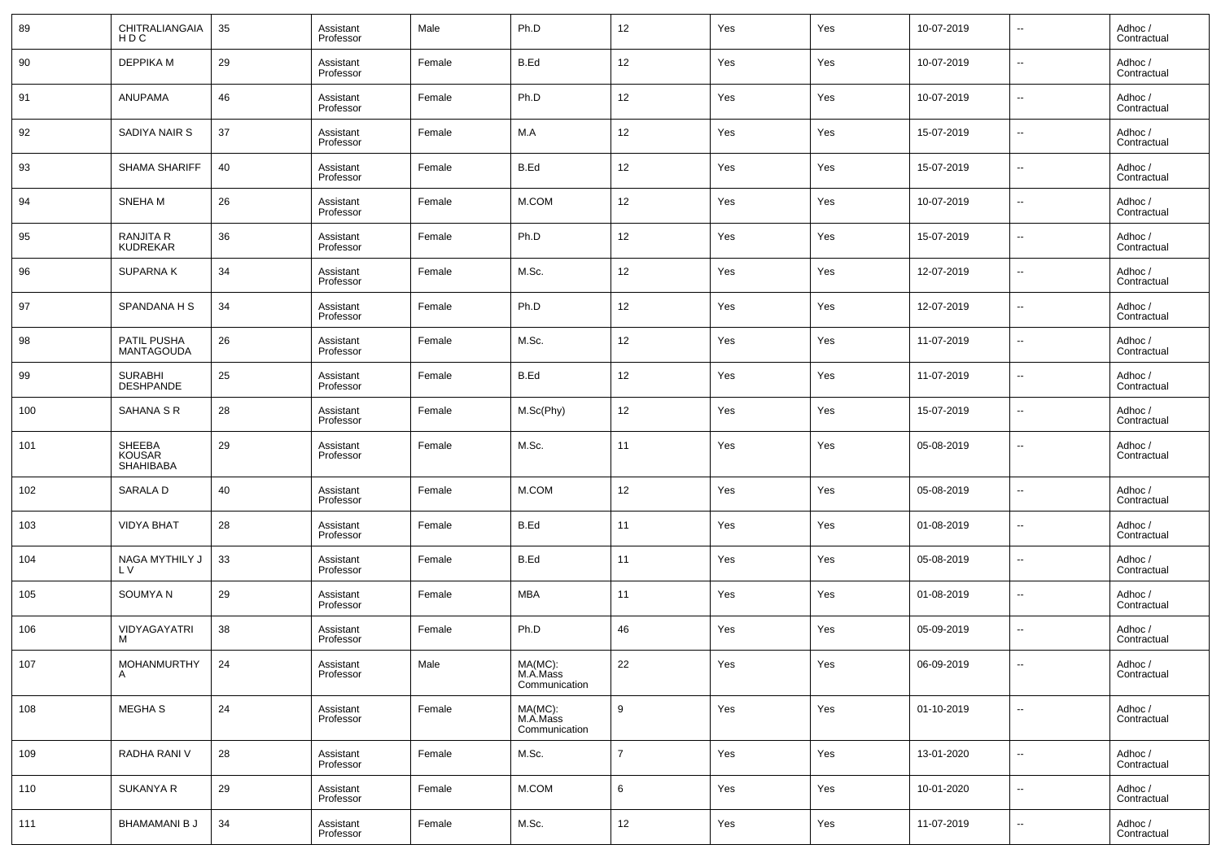| 89 | CHITRALIANGAIA H D C | 35 | Assistant Professor | Male | Ph.D | 12 | Yes | Yes | 10-07-2019 | -- | Adhoc / Contractual |
|---|---|---|---|---|---|---|---|---|---|---|---|
| 90 | DEPPIKA M | 29 | Assistant Professor | Female | B.Ed | 12 | Yes | Yes | 10-07-2019 | -- | Adhoc / Contractual |
| 91 | ANUPAMA | 46 | Assistant Professor | Female | Ph.D | 12 | Yes | Yes | 10-07-2019 | -- | Adhoc / Contractual |
| 92 | SADIYA NAIR S | 37 | Assistant Professor | Female | M.A | 12 | Yes | Yes | 15-07-2019 | -- | Adhoc / Contractual |
| 93 | SHAMA SHARIFF | 40 | Assistant Professor | Female | B.Ed | 12 | Yes | Yes | 15-07-2019 | -- | Adhoc / Contractual |
| 94 | SNEHA M | 26 | Assistant Professor | Female | M.COM | 12 | Yes | Yes | 10-07-2019 | -- | Adhoc / Contractual |
| 95 | RANJITA R KUDREKAR | 36 | Assistant Professor | Female | Ph.D | 12 | Yes | Yes | 15-07-2019 | -- | Adhoc / Contractual |
| 96 | SUPARNA K | 34 | Assistant Professor | Female | M.Sc. | 12 | Yes | Yes | 12-07-2019 | -- | Adhoc / Contractual |
| 97 | SPANDANA H S | 34 | Assistant Professor | Female | Ph.D | 12 | Yes | Yes | 12-07-2019 | -- | Adhoc / Contractual |
| 98 | PATIL PUSHA MANTAGOUDA | 26 | Assistant Professor | Female | M.Sc. | 12 | Yes | Yes | 11-07-2019 | -- | Adhoc / Contractual |
| 99 | SURABHI DESHPANDE | 25 | Assistant Professor | Female | B.Ed | 12 | Yes | Yes | 11-07-2019 | -- | Adhoc / Contractual |
| 100 | SAHANA S R | 28 | Assistant Professor | Female | M.Sc(Phy) | 12 | Yes | Yes | 15-07-2019 | -- | Adhoc / Contractual |
| 101 | SHEEBA KOUSAR SHAHIBABA | 29 | Assistant Professor | Female | M.Sc. | 11 | Yes | Yes | 05-08-2019 | -- | Adhoc / Contractual |
| 102 | SARALA D | 40 | Assistant Professor | Female | M.COM | 12 | Yes | Yes | 05-08-2019 | -- | Adhoc / Contractual |
| 103 | VIDYA BHAT | 28 | Assistant Professor | Female | B.Ed | 11 | Yes | Yes | 01-08-2019 | -- | Adhoc / Contractual |
| 104 | NAGA MYTHILY J L V | 33 | Assistant Professor | Female | B.Ed | 11 | Yes | Yes | 05-08-2019 | -- | Adhoc / Contractual |
| 105 | SOUMYA N | 29 | Assistant Professor | Female | MBA | 11 | Yes | Yes | 01-08-2019 | -- | Adhoc / Contractual |
| 106 | VIDYAGAYATRI M | 38 | Assistant Professor | Female | Ph.D | 46 | Yes | Yes | 05-09-2019 | -- | Adhoc / Contractual |
| 107 | MOHANMURTHY A | 24 | Assistant Professor | Male | MA(MC): M.A.Mass Communication | 22 | Yes | Yes | 06-09-2019 | -- | Adhoc / Contractual |
| 108 | MEGHA S | 24 | Assistant Professor | Female | MA(MC): M.A.Mass Communication | 9 | Yes | Yes | 01-10-2019 | -- | Adhoc / Contractual |
| 109 | RADHA RANI V | 28 | Assistant Professor | Female | M.Sc. | 7 | Yes | Yes | 13-01-2020 | -- | Adhoc / Contractual |
| 110 | SUKANYA R | 29 | Assistant Professor | Female | M.COM | 6 | Yes | Yes | 10-01-2020 | -- | Adhoc / Contractual |
| 111 | BHAMAMANI B J | 34 | Assistant Professor | Female | M.Sc. | 12 | Yes | Yes | 11-07-2019 | -- | Adhoc / Contractual |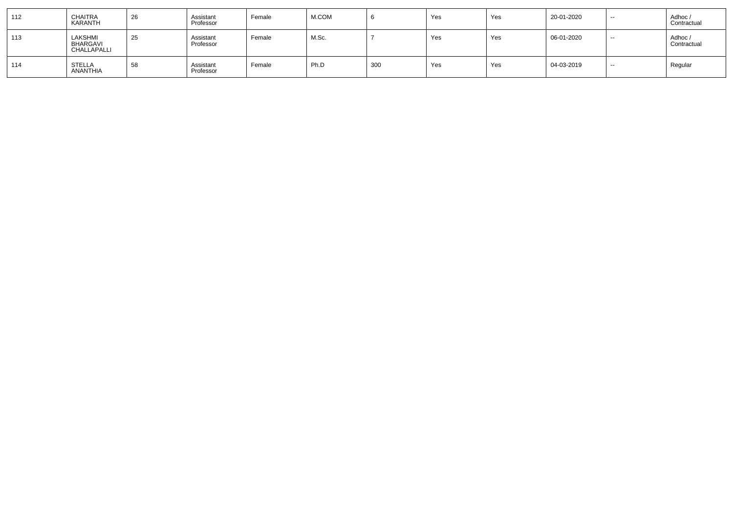| | | | | | | | | | | | |
|---|---|---|---|---|---|---|---|---|---|---|---|
| 112 | CHAITRA KARANTH | 26 | Assistant Professor | Female | M.COM | 6 | Yes | Yes | 20-01-2020 | -- | Adhoc / Contractual |
| 113 | LAKSHMI BHARGAVI CHALLAPALLI | 25 | Assistant Professor | Female | M.Sc. | 7 | Yes | Yes | 06-01-2020 | -- | Adhoc / Contractual |
| 114 | STELLA ANANTHIA | 58 | Assistant Professor | Female | Ph.D | 300 | Yes | Yes | 04-03-2019 | -- | Regular |